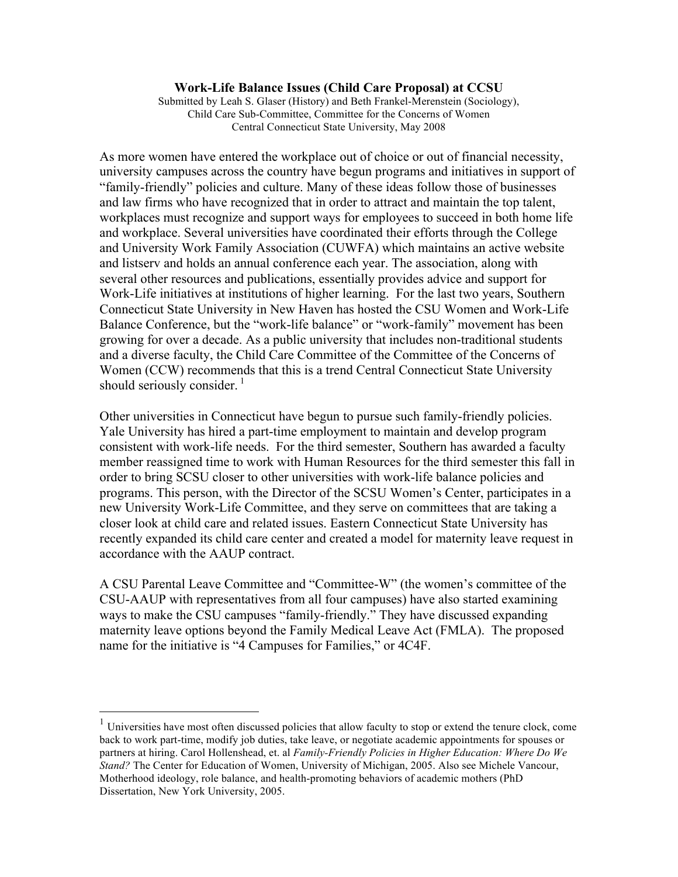**Work-Life Balance Issues (Child Care Proposal) at CCSU**

Submitted by Leah S. Glaser (History) and Beth Frankel-Merenstein (Sociology),
Child Care Sub-Committee, Committee for the Concerns of Women
Central Connecticut State University, May 2008

As more women have entered the workplace out of choice or out of financial necessity, university campuses across the country have begun programs and initiatives in support of "family-friendly" policies and culture. Many of these ideas follow those of businesses and law firms who have recognized that in order to attract and maintain the top talent, workplaces must recognize and support ways for employees to succeed in both home life and workplace. Several universities have coordinated their efforts through the College and University Work Family Association (CUWFA) which maintains an active website and listserv and holds an annual conference each year. The association, along with several other resources and publications, essentially provides advice and support for Work-Life initiatives at institutions of higher learning. For the last two years, Southern Connecticut State University in New Haven has hosted the CSU Women and Work-Life Balance Conference, but the "work-life balance" or "work-family" movement has been growing for over a decade. As a public university that includes non-traditional students and a diverse faculty, the Child Care Committee of the Committee of the Concerns of Women (CCW) recommends that this is a trend Central Connecticut State University should seriously consider. [1]

Other universities in Connecticut have begun to pursue such family-friendly policies. Yale University has hired a part-time employment to maintain and develop program consistent with work-life needs. For the third semester, Southern has awarded a faculty member reassigned time to work with Human Resources for the third semester this fall in order to bring SCSU closer to other universities with work-life balance policies and programs. This person, with the Director of the SCSU Women's Center, participates in a new University Work-Life Committee, and they serve on committees that are taking a closer look at child care and related issues. Eastern Connecticut State University has recently expanded its child care center and created a model for maternity leave request in accordance with the AAUP contract.

A CSU Parental Leave Committee and "Committee-W" (the women's committee of the CSU-AAUP with representatives from all four campuses) have also started examining ways to make the CSU campuses "family-friendly." They have discussed expanding maternity leave options beyond the Family Medical Leave Act (FMLA). The proposed name for the initiative is "4 Campuses for Families," or 4C4F.

---

[1] Universities have most often discussed policies that allow faculty to stop or extend the tenure clock, come back to work part-time, modify job duties, take leave, or negotiate academic appointments for spouses or partners at hiring. Carol Hollenshead, et. al *Family-Friendly Policies in Higher Education: Where Do We Stand?* The Center for Education of Women, University of Michigan, 2005. Also see Michele Vancour, Motherhood ideology, role balance, and health-promoting behaviors of academic mothers (PhD Dissertation, New York University, 2005.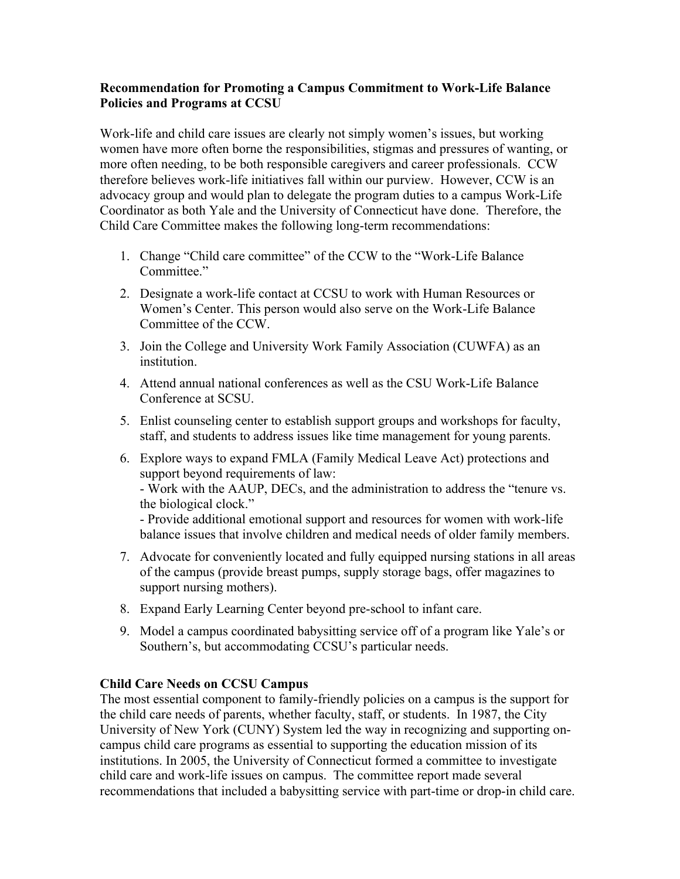**Recommendation for Promoting a Campus Commitment to Work-Life Balance Policies and Programs at CCSU**

Work-life and child care issues are clearly not simply women's issues, but working women have more often borne the responsibilities, stigmas and pressures of wanting, or more often needing, to be both responsible caregivers and career professionals. CCW therefore believes work-life initiatives fall within our purview. However, CCW is an advocacy group and would plan to delegate the program duties to a campus Work-Life Coordinator as both Yale and the University of Connecticut have done. Therefore, the Child Care Committee makes the following long-term recommendations:

1. Change "Child care committee" of the CCW to the "Work-Life Balance Committee."
2. Designate a work-life contact at CCSU to work with Human Resources or Women's Center. This person would also serve on the Work-Life Balance Committee of the CCW.
3. Join the College and University Work Family Association (CUWFA) as an institution.
4. Attend annual national conferences as well as the CSU Work-Life Balance Conference at SCSU.
5. Enlist counseling center to establish support groups and workshops for faculty, staff, and students to address issues like time management for young parents.
6. Explore ways to expand FMLA (Family Medical Leave Act) protections and support beyond requirements of law:
   - Work with the AAUP, DECs, and the administration to address the "tenure vs. the biological clock."
   - Provide additional emotional support and resources for women with work-life balance issues that involve children and medical needs of older family members.
7. Advocate for conveniently located and fully equipped nursing stations in all areas of the campus (provide breast pumps, supply storage bags, offer magazines to support nursing mothers).
8. Expand Early Learning Center beyond pre-school to infant care.
9. Model a campus coordinated babysitting service off of a program like Yale's or Southern's, but accommodating CCSU's particular needs.

**Child Care Needs on CCSU Campus**

The most essential component to family-friendly policies on a campus is the support for the child care needs of parents, whether faculty, staff, or students. In 1987, the City University of New York (CUNY) System led the way in recognizing and supporting on-campus child care programs as essential to supporting the education mission of its institutions. In 2005, the University of Connecticut formed a committee to investigate child care and work-life issues on campus. The committee report made several recommendations that included a babysitting service with part-time or drop-in child care.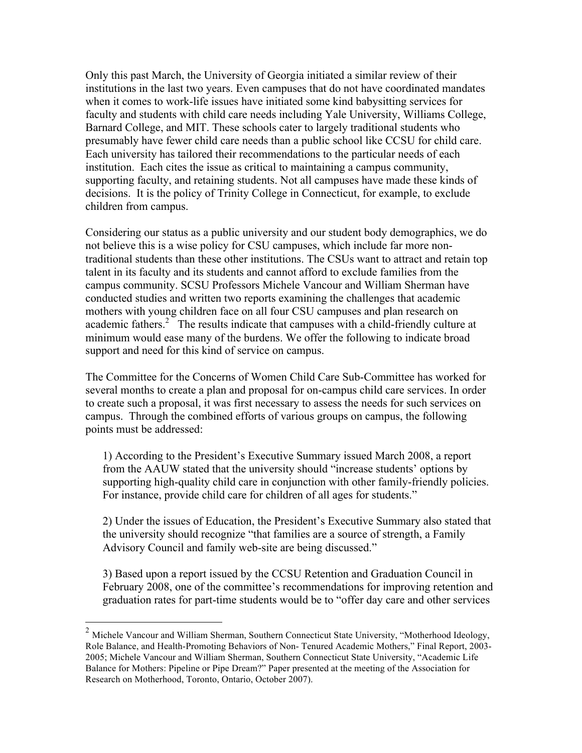Only this past March, the University of Georgia initiated a similar review of their institutions in the last two years. Even campuses that do not have coordinated mandates when it comes to work-life issues have initiated some kind babysitting services for faculty and students with child care needs including Yale University, Williams College, Barnard College, and MIT. These schools cater to largely traditional students who presumably have fewer child care needs than a public school like CCSU for child care. Each university has tailored their recommendations to the particular needs of each institution. Each cites the issue as critical to maintaining a campus community, supporting faculty, and retaining students. Not all campuses have made these kinds of decisions. It is the policy of Trinity College in Connecticut, for example, to exclude children from campus.

Considering our status as a public university and our student body demographics, we do not believe this is a wise policy for CSU campuses, which include far more non-traditional students than these other institutions. The CSUs want to attract and retain top talent in its faculty and its students and cannot afford to exclude families from the campus community. SCSU Professors Michele Vancour and William Sherman have conducted studies and written two reports examining the challenges that academic mothers with young children face on all four CSU campuses and plan research on academic fathers.[2] The results indicate that campuses with a child-friendly culture at minimum would ease many of the burdens. We offer the following to indicate broad support and need for this kind of service on campus.

The Committee for the Concerns of Women Child Care Sub-Committee has worked for several months to create a plan and proposal for on-campus child care services. In order to create such a proposal, it was first necessary to assess the needs for such services on campus. Through the combined efforts of various groups on campus, the following points must be addressed:

1) According to the President's Executive Summary issued March 2008, a report from the AAUW stated that the university should "increase students' options by supporting high-quality child care in conjunction with other family-friendly policies. For instance, provide child care for children of all ages for students."

2) Under the issues of Education, the President's Executive Summary also stated that the university should recognize "that families are a source of strength, a Family Advisory Council and family web-site are being discussed."

3) Based upon a report issued by the CCSU Retention and Graduation Council in February 2008, one of the committee's recommendations for improving retention and graduation rates for part-time students would be to "offer day care and other services

[2] Michele Vancour and William Sherman, Southern Connecticut State University, "Motherhood Ideology, Role Balance, and Health-Promoting Behaviors of Non- Tenured Academic Mothers," Final Report, 2003-2005; Michele Vancour and William Sherman, Southern Connecticut State University, "Academic Life Balance for Mothers: Pipeline or Pipe Dream?" Paper presented at the meeting of the Association for Research on Motherhood, Toronto, Ontario, October 2007).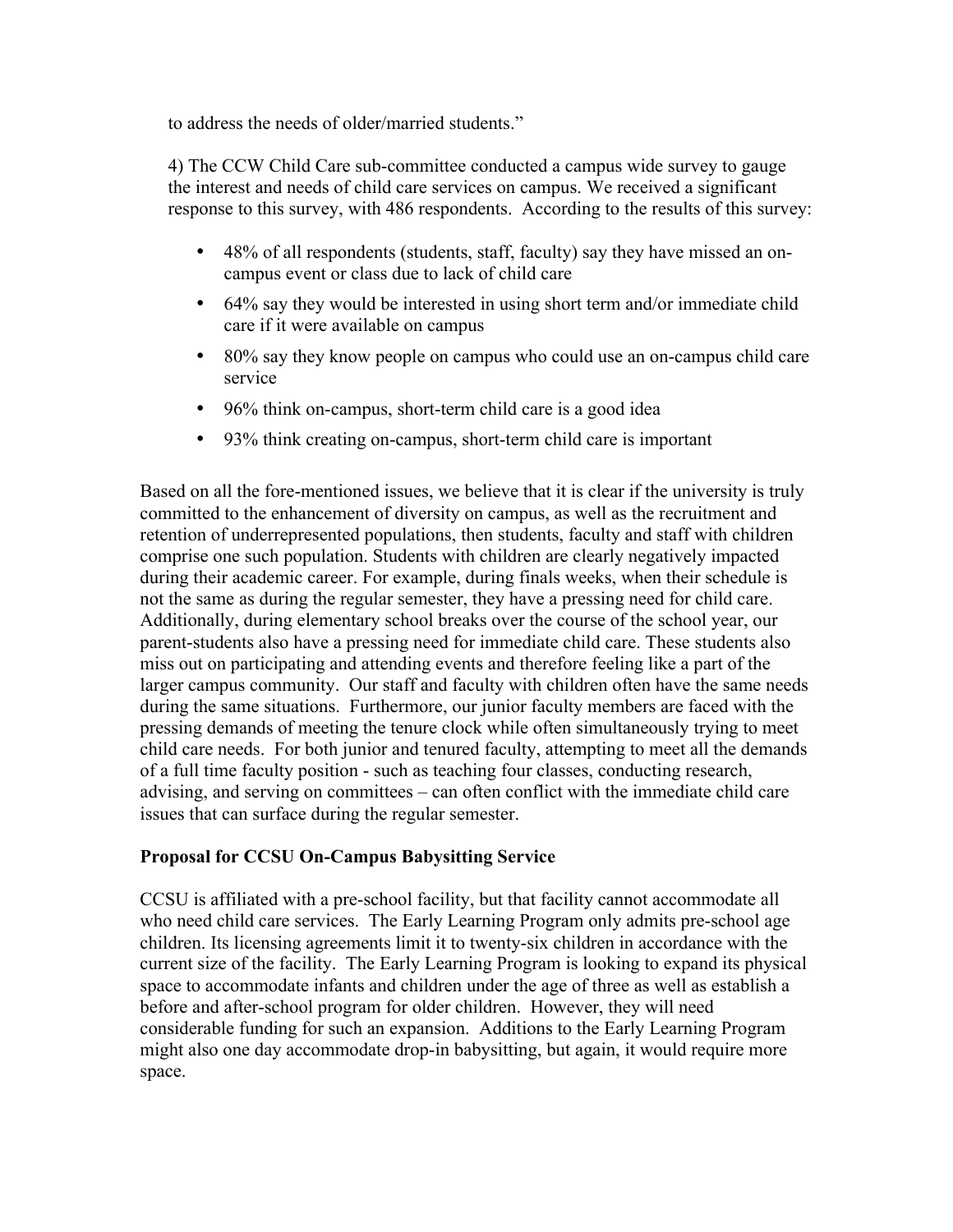to address the needs of older/married students."

4) The CCW Child Care sub-committee conducted a campus wide survey to gauge the interest and needs of child care services on campus. We received a significant response to this survey, with 486 respondents. According to the results of this survey:

- 48% of all respondents (students, staff, faculty) say they have missed an on-campus event or class due to lack of child care
- 64% say they would be interested in using short term and/or immediate child care if it were available on campus
- 80% say they know people on campus who could use an on-campus child care service
- 96% think on-campus, short-term child care is a good idea
- 93% think creating on-campus, short-term child care is important

Based on all the fore-mentioned issues, we believe that it is clear if the university is truly committed to the enhancement of diversity on campus, as well as the recruitment and retention of underrepresented populations, then students, faculty and staff with children comprise one such population. Students with children are clearly negatively impacted during their academic career. For example, during finals weeks, when their schedule is not the same as during the regular semester, they have a pressing need for child care. Additionally, during elementary school breaks over the course of the school year, our parent-students also have a pressing need for immediate child care. These students also miss out on participating and attending events and therefore feeling like a part of the larger campus community. Our staff and faculty with children often have the same needs during the same situations. Furthermore, our junior faculty members are faced with the pressing demands of meeting the tenure clock while often simultaneously trying to meet child care needs. For both junior and tenured faculty, attempting to meet all the demands of a full time faculty position - such as teaching four classes, conducting research, advising, and serving on committees – can often conflict with the immediate child care issues that can surface during the regular semester.

**Proposal for CCSU On-Campus Babysitting Service**

CCSU is affiliated with a pre-school facility, but that facility cannot accommodate all who need child care services. The Early Learning Program only admits pre-school age children. Its licensing agreements limit it to twenty-six children in accordance with the current size of the facility. The Early Learning Program is looking to expand its physical space to accommodate infants and children under the age of three as well as establish a before and after-school program for older children. However, they will need considerable funding for such an expansion. Additions to the Early Learning Program might also one day accommodate drop-in babysitting, but again, it would require more space.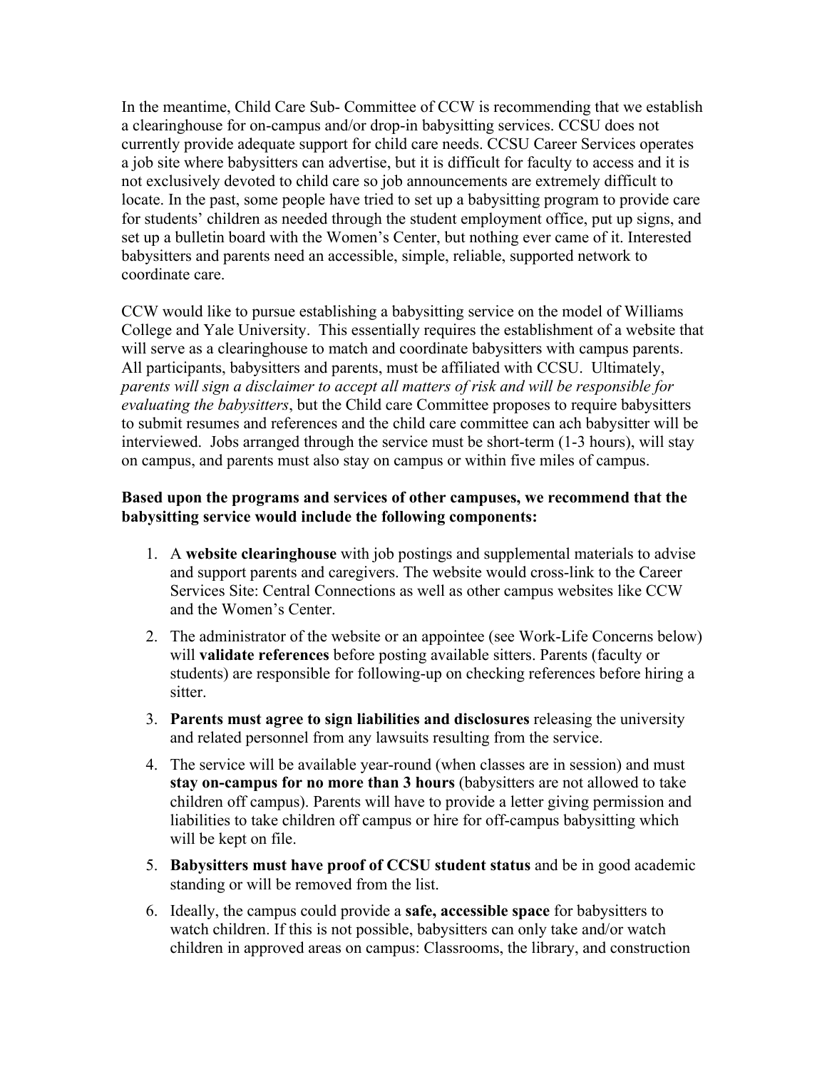In the meantime, Child Care Sub- Committee of CCW is recommending that we establish a clearinghouse for on-campus and/or drop-in babysitting services. CCSU does not currently provide adequate support for child care needs. CCSU Career Services operates a job site where babysitters can advertise, but it is difficult for faculty to access and it is not exclusively devoted to child care so job announcements are extremely difficult to locate. In the past, some people have tried to set up a babysitting program to provide care for students' children as needed through the student employment office, put up signs, and set up a bulletin board with the Women's Center, but nothing ever came of it. Interested babysitters and parents need an accessible, simple, reliable, supported network to coordinate care.

CCW would like to pursue establishing a babysitting service on the model of Williams College and Yale University. This essentially requires the establishment of a website that will serve as a clearinghouse to match and coordinate babysitters with campus parents. All participants, babysitters and parents, must be affiliated with CCSU. Ultimately, *parents will sign a disclaimer to accept all matters of risk and will be responsible for evaluating the babysitters*, but the Child care Committee proposes to require babysitters to submit resumes and references and the child care committee can ach babysitter will be interviewed. Jobs arranged through the service must be short-term (1-3 hours), will stay on campus, and parents must also stay on campus or within five miles of campus.

**Based upon the programs and services of other campuses, we recommend that the babysitting service would include the following components:**

1. A **website clearinghouse** with job postings and supplemental materials to advise and support parents and caregivers. The website would cross-link to the Career Services Site: Central Connections as well as other campus websites like CCW and the Women's Center.
2. The administrator of the website or an appointee (see Work-Life Concerns below) will **validate references** before posting available sitters. Parents (faculty or students) are responsible for following-up on checking references before hiring a sitter.
3. **Parents must agree to sign liabilities and disclosures** releasing the university and related personnel from any lawsuits resulting from the service.
4. The service will be available year-round (when classes are in session) and must **stay on-campus for no more than 3 hours** (babysitters are not allowed to take children off campus). Parents will have to provide a letter giving permission and liabilities to take children off campus or hire for off-campus babysitting which will be kept on file.
5. **Babysitters must have proof of CCSU student status** and be in good academic standing or will be removed from the list.
6. Ideally, the campus could provide a **safe, accessible space** for babysitters to watch children. If this is not possible, babysitters can only take and/or watch children in approved areas on campus: Classrooms, the library, and construction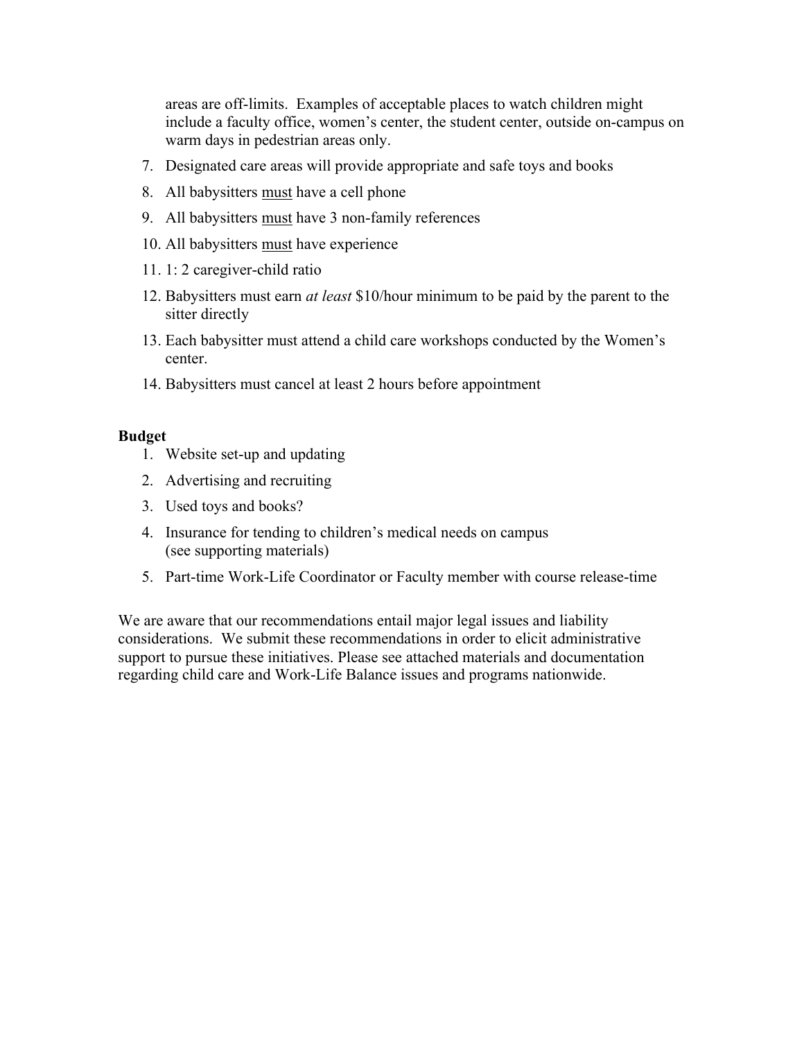areas are off-limits. Examples of acceptable places to watch children might include a faculty office, women's center, the student center, outside on-campus on warm days in pedestrian areas only.

7. Designated care areas will provide appropriate and safe toys and books
8. All babysitters <u>must</u> have a cell phone
9. All babysitters <u>must</u> have 3 non-family references
10. All babysitters <u>must</u> have experience
11. 1: 2 caregiver-child ratio
12. Babysitters must earn *at least* $10/hour minimum to be paid by the parent to the sitter directly
13. Each babysitter must attend a child care workshops conducted by the Women's center.
14. Babysitters must cancel at least 2 hours before appointment

**Budget**

1. Website set-up and updating
2. Advertising and recruiting
3. Used toys and books?
4. Insurance for tending to children's medical needs on campus (see supporting materials)
5. Part-time Work-Life Coordinator or Faculty member with course release-time

We are aware that our recommendations entail major legal issues and liability considerations. We submit these recommendations in order to elicit administrative support to pursue these initiatives. Please see attached materials and documentation regarding child care and Work-Life Balance issues and programs nationwide.